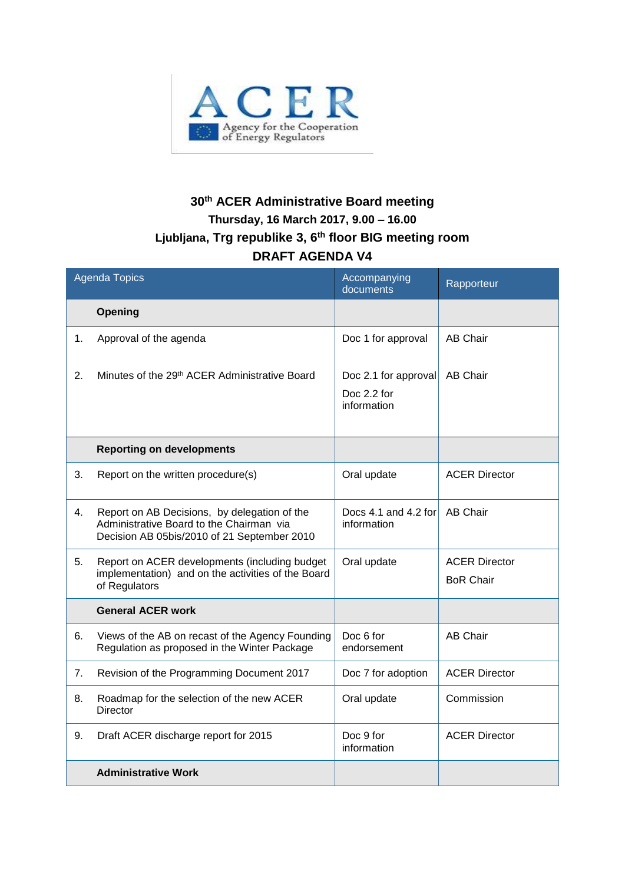# 30th ACER Administrative Board meeting

**Thursday, 16 March 2017, 9.00 – 16.00**

**Ljubljana, Trg republike 3, 6th floor BIG meeting room**

**DRAFT AGENDA V4**

| Agenda Topics | Accompanying documents | Rapporteur |
|---|---|---|
| **Opening** | | |
| 1. Approval of the agenda | Doc 1 for approval | AB Chair |
| 2. Minutes of the 29th ACER Administrative Board | Doc 2.1 for approval<br>Doc 2.2 for information | AB Chair |
| **Reporting on developments** | | |
| 3. Report on the written procedure(s) | Oral update | ACER Director |
| 4. Report on AB Decisions, by delegation of the Administrative Board to the Chairman via Decision AB 05bis/2010 of 21 September 2010 | Docs 4.1 and 4.2 for information | AB Chair |
| 5. Report on ACER developments (including budget implementation) and on the activities of the Board of Regulators | Oral update | ACER Director<br>BoR Chair |
| **General ACER work** | | |
| 6. Views of the AB on recast of the Agency Founding Regulation as proposed in the Winter Package | Doc 6 for endorsement | AB Chair |
| 7. Revision of the Programming Document 2017 | Doc 7 for adoption | ACER Director |
| 8. Roadmap for the selection of the new ACER Director | Oral update | Commission |
| 9. Draft ACER discharge report for 2015 | Doc 9 for information | ACER Director |
| **Administrative Work** | | |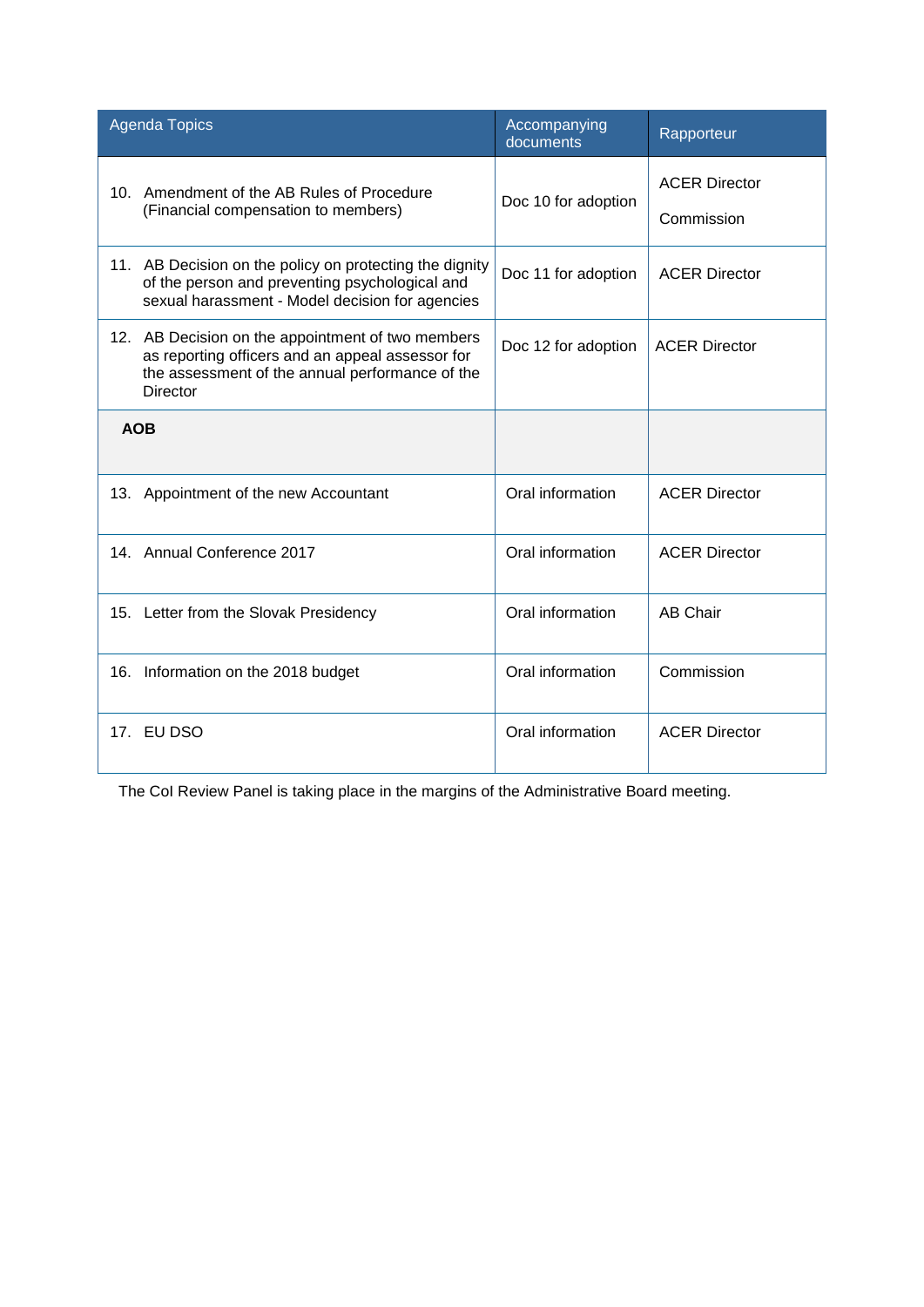| Agenda Topics | Accompanying documents | Rapporteur |
|---|---|---|
| 10. Amendment of the AB Rules of Procedure (Financial compensation to members) | Doc 10 for adoption | ACER Director<br><br>Commission |
| 11. AB Decision on the policy on protecting the dignity of the person and preventing psychological and sexual harassment - Model decision for agencies | Doc 11 for adoption | ACER Director |
| 12. AB Decision on the appointment of two members as reporting officers and an appeal assessor for the assessment of the annual performance of the Director | Doc 12 for adoption | ACER Director |
| **AOB** | | |
| 13. Appointment of the new Accountant | Oral information | ACER Director |
| 14. Annual Conference 2017 | Oral information | ACER Director |
| 15. Letter from the Slovak Presidency | Oral information | AB Chair |
| 16. Information on the 2018 budget | Oral information | Commission |
| 17. EU DSO | Oral information | ACER Director |

The CoI Review Panel is taking place in the margins of the Administrative Board meeting.